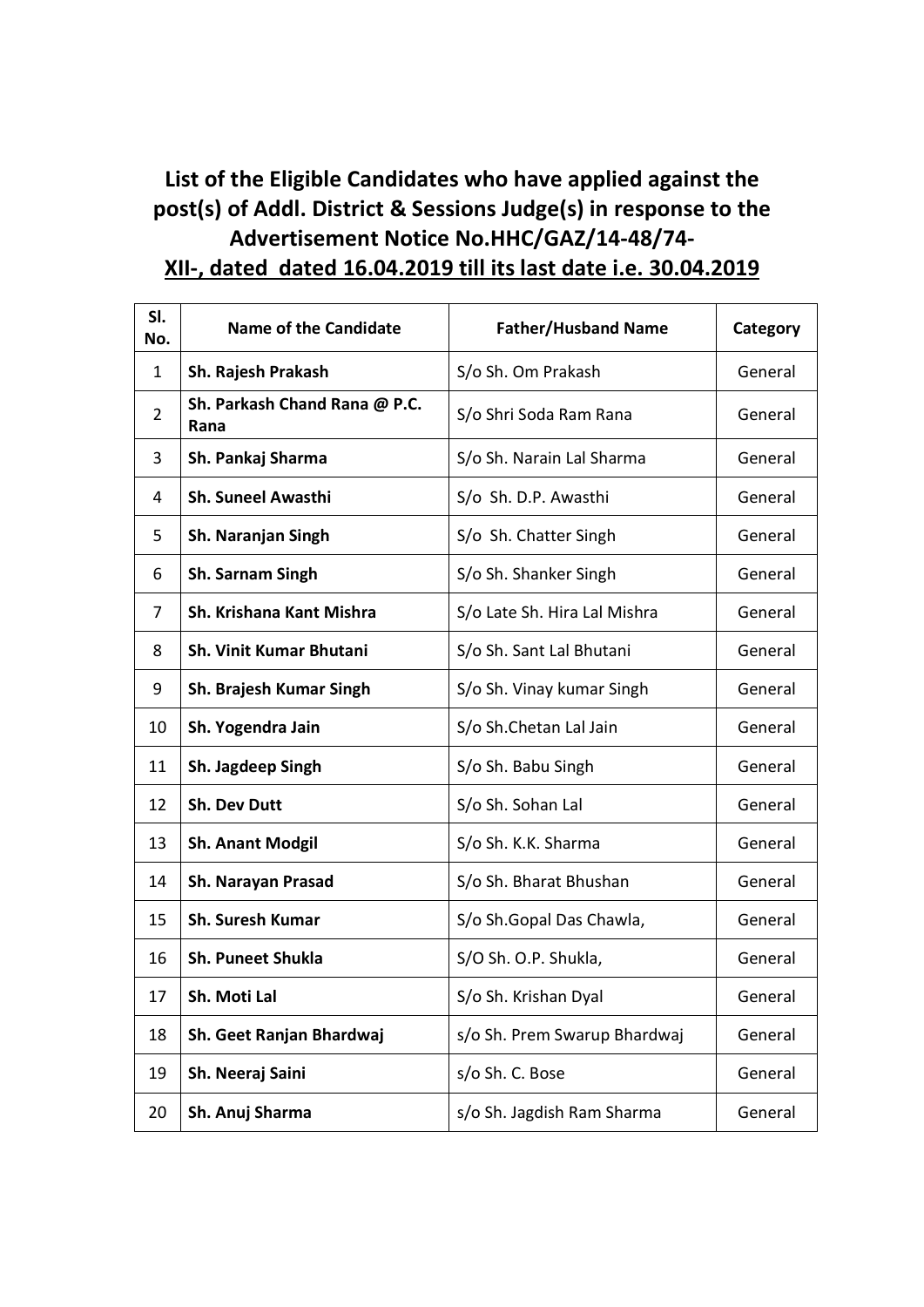## List of the Eligible Candidates who have applied against the post(s) of Addl. District & Sessions Judge(s) in response to the Advertisement Notice No.HHC/GAZ/14-48/74-XII-, dated dated 16.04.2019 till its last date i.e. 30.04.2019

| Sl. No. | Name of the Candidate | Father/Husband Name | Category |
|---|---|---|---|
| 1 | **Sh. Rajesh Prakash** | S/o Sh. Om Prakash | General |
| 2 | **Sh. Parkash Chand Rana @ P.C. Rana** | S/o Shri Soda Ram Rana | General |
| 3 | **Sh. Pankaj Sharma** | S/o Sh. Narain Lal Sharma | General |
| 4 | **Sh. Suneel Awasthi** | S/o Sh. D.P. Awasthi | General |
| 5 | **Sh. Naranjan Singh** | S/o Sh. Chatter Singh | General |
| 6 | **Sh. Sarnam Singh** | S/o Sh. Shanker Singh | General |
| 7 | **Sh. Krishana Kant Mishra** | S/o Late Sh. Hira Lal Mishra | General |
| 8 | **Sh. Vinit Kumar Bhutani** | S/o Sh. Sant Lal Bhutani | General |
| 9 | **Sh. Brajesh Kumar Singh** | S/o Sh. Vinay kumar Singh | General |
| 10 | **Sh. Yogendra Jain** | S/o Sh.Chetan Lal Jain | General |
| 11 | **Sh. Jagdeep Singh** | S/o Sh. Babu Singh | General |
| 12 | **Sh. Dev Dutt** | S/o Sh. Sohan Lal | General |
| 13 | **Sh. Anant Modgil** | S/o Sh. K.K. Sharma | General |
| 14 | **Sh. Narayan Prasad** | S/o Sh. Bharat Bhushan | General |
| 15 | **Sh. Suresh Kumar** | S/o Sh.Gopal Das Chawla, | General |
| 16 | **Sh. Puneet Shukla** | S/O Sh. O.P. Shukla, | General |
| 17 | **Sh. Moti Lal** | S/o Sh. Krishan Dyal | General |
| 18 | **Sh. Geet Ranjan Bhardwaj** | s/o Sh. Prem Swarup Bhardwaj | General |
| 19 | **Sh. Neeraj Saini** | s/o Sh. C. Bose | General |
| 20 | **Sh. Anuj Sharma** | s/o Sh. Jagdish Ram Sharma | General |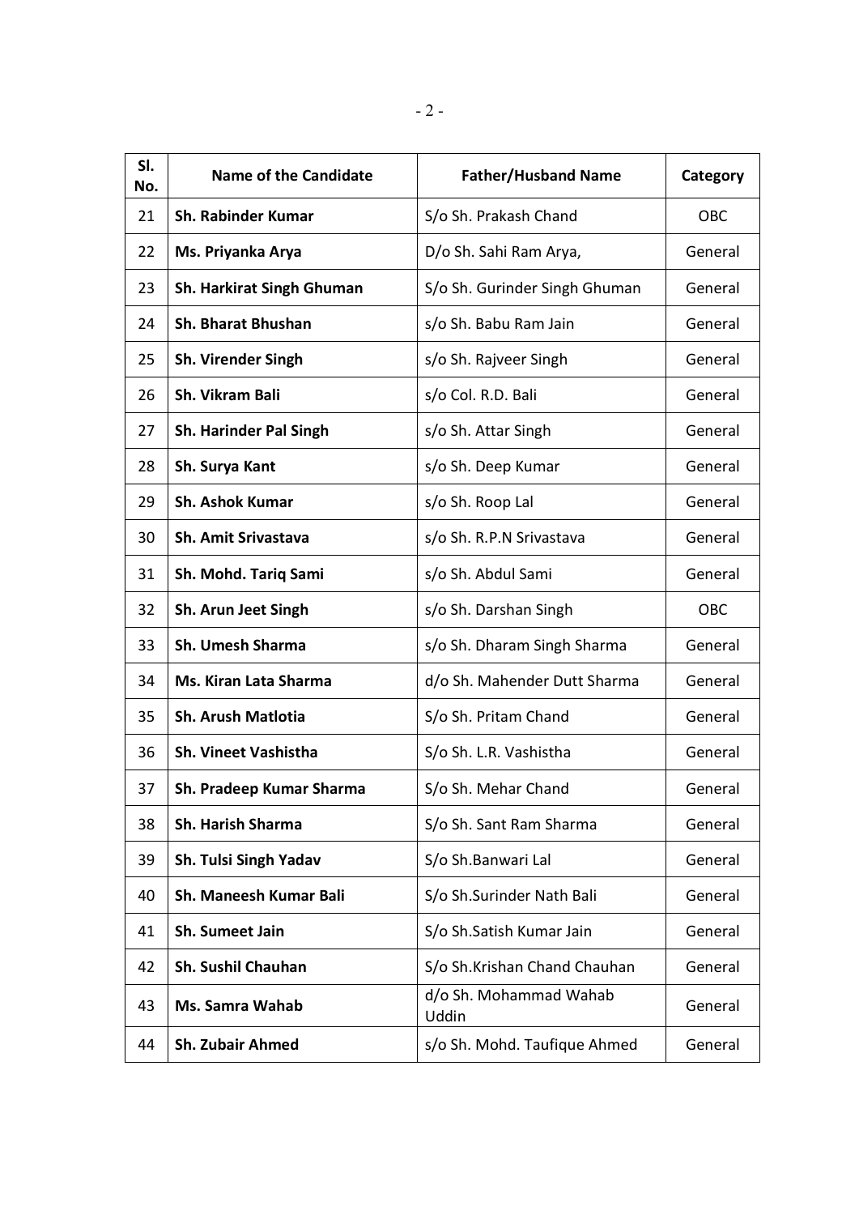| Sl. No. | Name of the Candidate | Father/Husband Name | Category |
|---|---|---|---|
| 21 | **Sh. Rabinder Kumar** | S/o Sh. Prakash Chand | OBC |
| 22 | **Ms. Priyanka Arya** | D/o Sh. Sahi Ram Arya, | General |
| 23 | **Sh. Harkirat Singh Ghuman** | S/o Sh. Gurinder Singh Ghuman | General |
| 24 | **Sh. Bharat Bhushan** | s/o Sh. Babu Ram Jain | General |
| 25 | **Sh. Virender Singh** | s/o Sh. Rajveer Singh | General |
| 26 | **Sh. Vikram Bali** | s/o Col. R.D. Bali | General |
| 27 | **Sh. Harinder Pal Singh** | s/o Sh. Attar Singh | General |
| 28 | **Sh. Surya Kant** | s/o Sh. Deep Kumar | General |
| 29 | **Sh. Ashok Kumar** | s/o Sh. Roop Lal | General |
| 30 | **Sh. Amit Srivastava** | s/o Sh. R.P.N Srivastava | General |
| 31 | **Sh. Mohd. Tariq Sami** | s/o Sh. Abdul Sami | General |
| 32 | **Sh. Arun Jeet Singh** | s/o Sh. Darshan Singh | OBC |
| 33 | **Sh. Umesh Sharma** | s/o Sh. Dharam Singh Sharma | General |
| 34 | **Ms. Kiran Lata Sharma** | d/o Sh. Mahender Dutt Sharma | General |
| 35 | **Sh. Arush Matlotia** | S/o Sh. Pritam Chand | General |
| 36 | **Sh. Vineet Vashistha** | S/o Sh. L.R. Vashistha | General |
| 37 | **Sh. Pradeep Kumar Sharma** | S/o Sh. Mehar Chand | General |
| 38 | **Sh. Harish Sharma** | S/o Sh. Sant Ram Sharma | General |
| 39 | **Sh. Tulsi Singh Yadav** | S/o Sh.Banwari Lal | General |
| 40 | **Sh. Maneesh Kumar Bali** | S/o Sh.Surinder Nath Bali | General |
| 41 | **Sh. Sumeet Jain** | S/o Sh.Satish Kumar Jain | General |
| 42 | **Sh. Sushil Chauhan** | S/o Sh.Krishan Chand Chauhan | General |
| 43 | **Ms. Samra Wahab** | d/o Sh. Mohammad Wahab Uddin | General |
| 44 | **Sh. Zubair Ahmed** | s/o Sh. Mohd. Taufique Ahmed | General |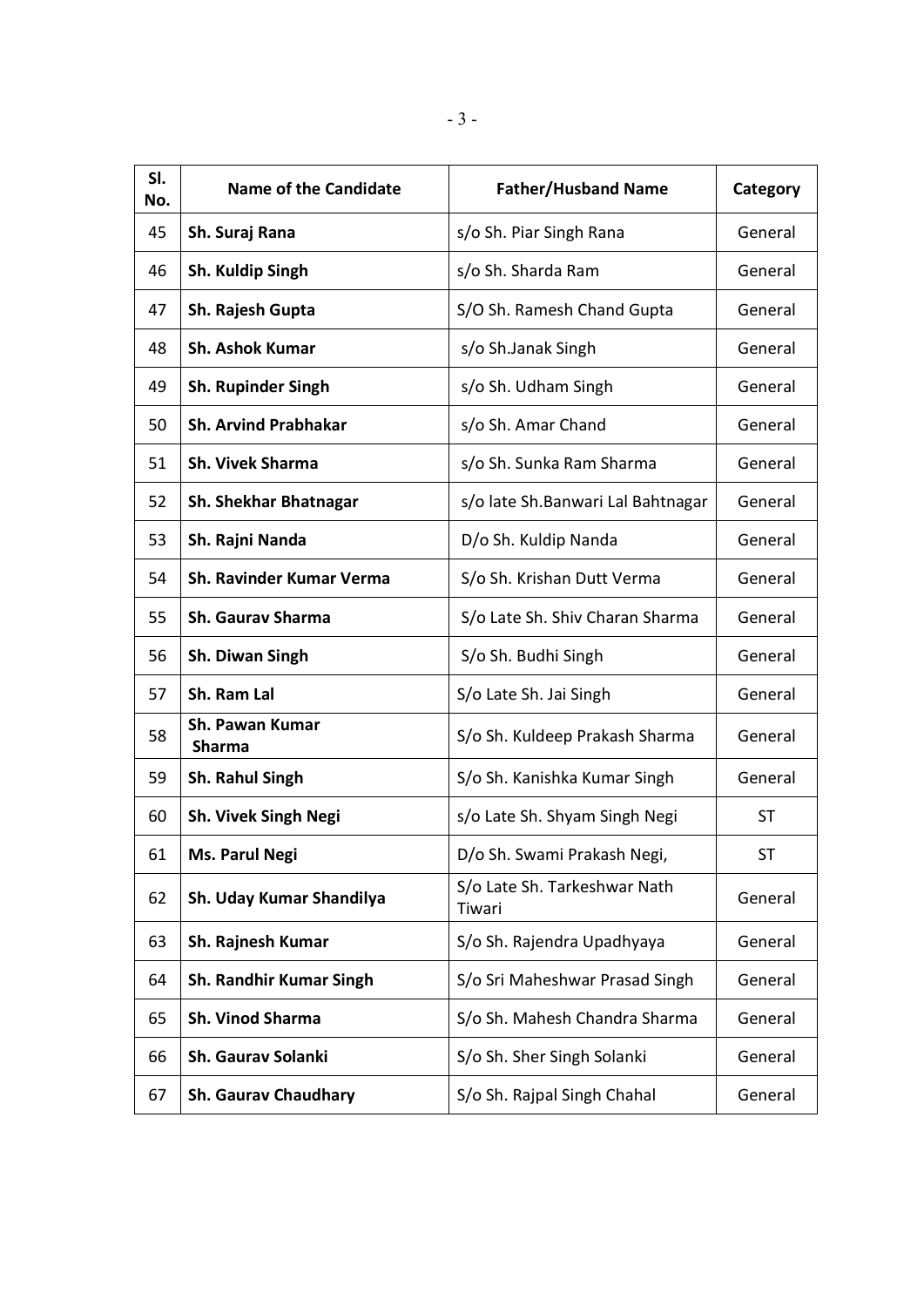| Sl. No. | Name of the Candidate | Father/Husband Name | Category |
|---|---|---|---|
| 45 | **Sh. Suraj Rana** | s/o Sh. Piar Singh Rana | General |
| 46 | **Sh. Kuldip Singh** | s/o Sh. Sharda Ram | General |
| 47 | **Sh. Rajesh Gupta** | S/O Sh. Ramesh Chand Gupta | General |
| 48 | **Sh. Ashok Kumar** | s/o Sh.Janak Singh | General |
| 49 | **Sh. Rupinder Singh** | s/o Sh. Udham Singh | General |
| 50 | **Sh. Arvind Prabhakar** | s/o Sh. Amar Chand | General |
| 51 | **Sh. Vivek Sharma** | s/o Sh. Sunka Ram Sharma | General |
| 52 | **Sh. Shekhar Bhatnagar** | s/o late Sh.Banwari Lal Bahtnagar | General |
| 53 | **Sh. Rajni Nanda** | D/o Sh. Kuldip Nanda | General |
| 54 | **Sh. Ravinder Kumar Verma** | S/o Sh. Krishan Dutt Verma | General |
| 55 | **Sh. Gaurav Sharma** | S/o Late Sh. Shiv Charan Sharma | General |
| 56 | **Sh. Diwan Singh** | S/o Sh. Budhi Singh | General |
| 57 | **Sh. Ram Lal** | S/o Late Sh. Jai Singh | General |
| 58 | **Sh. Pawan Kumar Sharma** | S/o Sh. Kuldeep Prakash Sharma | General |
| 59 | **Sh. Rahul Singh** | S/o Sh. Kanishka Kumar Singh | General |
| 60 | **Sh. Vivek Singh Negi** | s/o Late Sh. Shyam Singh Negi | ST |
| 61 | **Ms. Parul Negi** | D/o Sh. Swami Prakash Negi, | ST |
| 62 | **Sh. Uday Kumar Shandilya** | S/o Late Sh. Tarkeshwar Nath Tiwari | General |
| 63 | **Sh. Rajnesh Kumar** | S/o Sh. Rajendra Upadhyaya | General |
| 64 | **Sh. Randhir Kumar Singh** | S/o Sri Maheshwar Prasad Singh | General |
| 65 | **Sh. Vinod Sharma** | S/o Sh. Mahesh Chandra Sharma | General |
| 66 | **Sh. Gaurav Solanki** | S/o Sh. Sher Singh Solanki | General |
| 67 | **Sh. Gaurav Chaudhary** | S/o Sh. Rajpal Singh Chahal | General |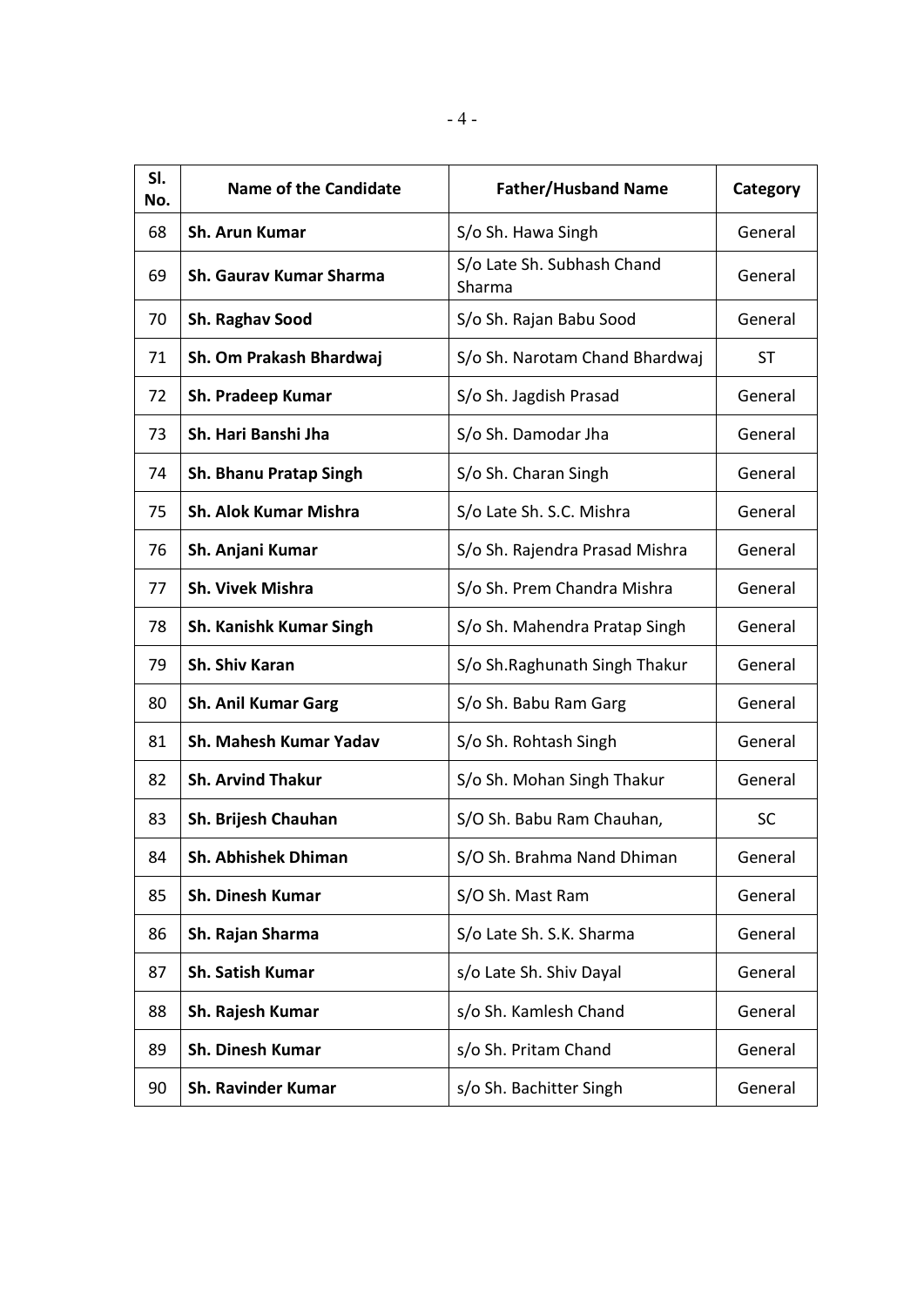| Sl. No. | Name of the Candidate | Father/Husband Name | Category |
|---|---|---|---|
| 68 | **Sh. Arun Kumar** | S/o Sh. Hawa Singh | General |
| 69 | **Sh. Gaurav Kumar Sharma** | S/o Late Sh. Subhash Chand Sharma | General |
| 70 | **Sh. Raghav Sood** | S/o Sh. Rajan Babu Sood | General |
| 71 | **Sh. Om Prakash Bhardwaj** | S/o Sh. Narotam Chand Bhardwaj | ST |
| 72 | **Sh. Pradeep Kumar** | S/o Sh. Jagdish Prasad | General |
| 73 | **Sh. Hari Banshi Jha** | S/o Sh. Damodar Jha | General |
| 74 | **Sh. Bhanu Pratap Singh** | S/o Sh. Charan Singh | General |
| 75 | **Sh. Alok Kumar Mishra** | S/o Late Sh. S.C. Mishra | General |
| 76 | **Sh. Anjani Kumar** | S/o Sh. Rajendra Prasad Mishra | General |
| 77 | **Sh. Vivek Mishra** | S/o Sh. Prem Chandra Mishra | General |
| 78 | **Sh. Kanishk Kumar Singh** | S/o Sh. Mahendra Pratap Singh | General |
| 79 | **Sh. Shiv Karan** | S/o Sh.Raghunath Singh Thakur | General |
| 80 | **Sh. Anil Kumar Garg** | S/o Sh. Babu Ram Garg | General |
| 81 | **Sh. Mahesh Kumar Yadav** | S/o Sh. Rohtash Singh | General |
| 82 | **Sh. Arvind Thakur** | S/o Sh. Mohan Singh Thakur | General |
| 83 | **Sh. Brijesh Chauhan** | S/O Sh. Babu Ram Chauhan, | SC |
| 84 | **Sh. Abhishek Dhiman** | S/O Sh. Brahma Nand Dhiman | General |
| 85 | **Sh. Dinesh Kumar** | S/O Sh. Mast Ram | General |
| 86 | **Sh. Rajan Sharma** | S/o Late Sh. S.K. Sharma | General |
| 87 | **Sh. Satish Kumar** | s/o Late Sh. Shiv Dayal | General |
| 88 | **Sh. Rajesh Kumar** | s/o Sh. Kamlesh Chand | General |
| 89 | **Sh. Dinesh Kumar** | s/o Sh. Pritam Chand | General |
| 90 | **Sh. Ravinder Kumar** | s/o Sh. Bachitter Singh | General |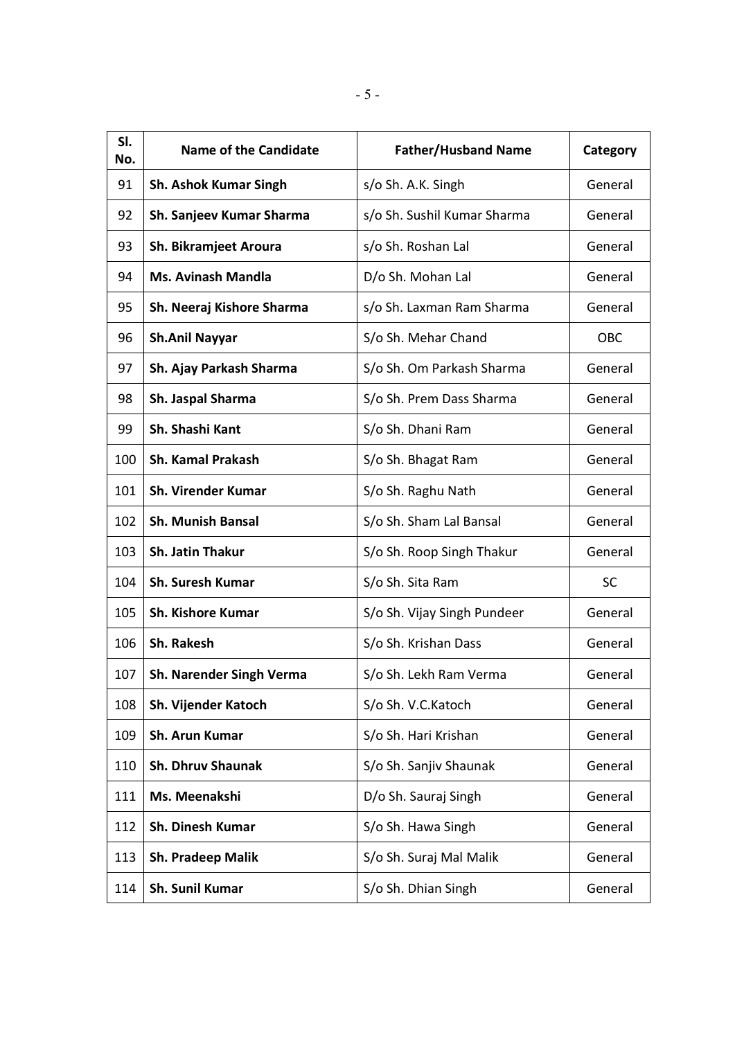| Sl. No. | Name of the Candidate | Father/Husband Name | Category |
|---|---|---|---|
| 91 | **Sh. Ashok Kumar Singh** | s/o Sh. A.K. Singh | General |
| 92 | **Sh. Sanjeev Kumar Sharma** | s/o Sh. Sushil Kumar Sharma | General |
| 93 | **Sh. Bikramjeet Aroura** | s/o Sh. Roshan Lal | General |
| 94 | **Ms. Avinash Mandla** | D/o Sh. Mohan Lal | General |
| 95 | **Sh. Neeraj Kishore Sharma** | s/o Sh. Laxman Ram Sharma | General |
| 96 | **Sh.Anil Nayyar** | S/o Sh. Mehar Chand | OBC |
| 97 | **Sh. Ajay Parkash Sharma** | S/o Sh. Om Parkash Sharma | General |
| 98 | **Sh. Jaspal Sharma** | S/o Sh. Prem Dass Sharma | General |
| 99 | **Sh. Shashi Kant** | S/o Sh. Dhani Ram | General |
| 100 | **Sh. Kamal Prakash** | S/o Sh. Bhagat Ram | General |
| 101 | **Sh. Virender Kumar** | S/o Sh. Raghu Nath | General |
| 102 | **Sh. Munish Bansal** | S/o Sh. Sham Lal Bansal | General |
| 103 | **Sh. Jatin Thakur** | S/o Sh. Roop Singh Thakur | General |
| 104 | **Sh. Suresh Kumar** | S/o Sh. Sita Ram | SC |
| 105 | **Sh. Kishore Kumar** | S/o Sh. Vijay Singh Pundeer | General |
| 106 | **Sh. Rakesh** | S/o Sh. Krishan Dass | General |
| 107 | **Sh. Narender Singh Verma** | S/o Sh. Lekh Ram Verma | General |
| 108 | **Sh. Vijender Katoch** | S/o Sh. V.C.Katoch | General |
| 109 | **Sh. Arun Kumar** | S/o Sh. Hari Krishan | General |
| 110 | **Sh. Dhruv Shaunak** | S/o Sh. Sanjiv Shaunak | General |
| 111 | **Ms. Meenakshi** | D/o Sh. Sauraj Singh | General |
| 112 | **Sh. Dinesh Kumar** | S/o Sh. Hawa Singh | General |
| 113 | **Sh. Pradeep Malik** | S/o Sh. Suraj Mal Malik | General |
| 114 | **Sh. Sunil Kumar** | S/o Sh. Dhian Singh | General |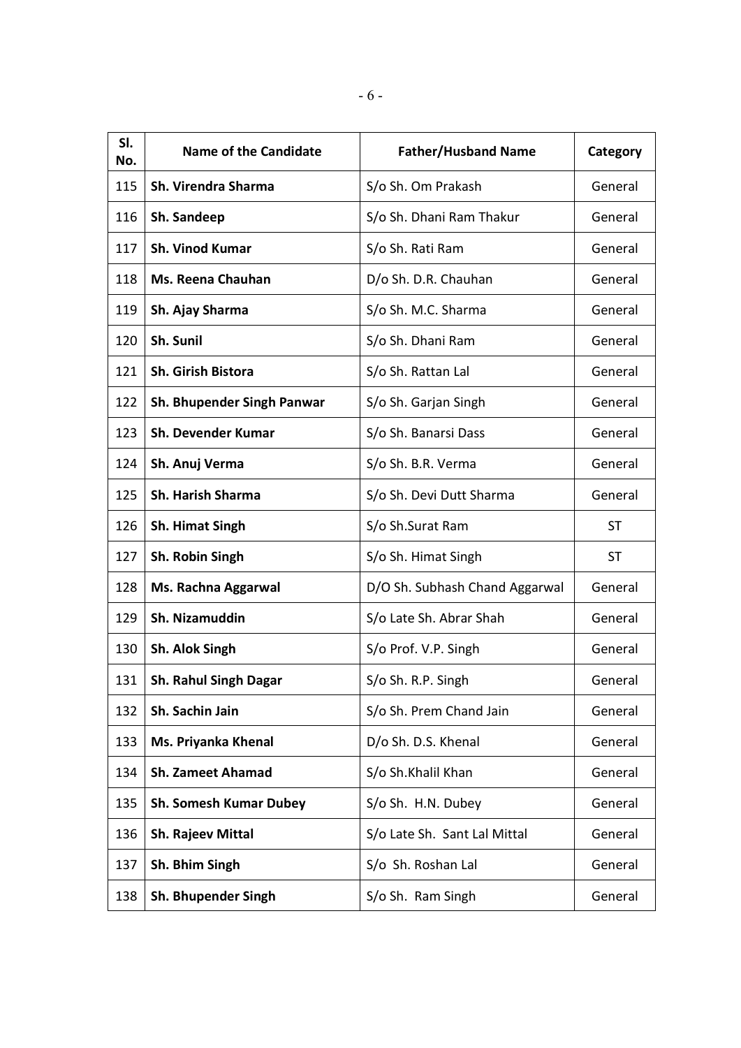| Sl. No. | Name of the Candidate | Father/Husband Name | Category |
|---|---|---|---|
| 115 | **Sh. Virendra Sharma** | S/o Sh. Om Prakash | General |
| 116 | **Sh. Sandeep** | S/o Sh. Dhani Ram Thakur | General |
| 117 | **Sh. Vinod Kumar** | S/o Sh. Rati Ram | General |
| 118 | **Ms. Reena Chauhan** | D/o Sh. D.R. Chauhan | General |
| 119 | **Sh. Ajay Sharma** | S/o Sh. M.C. Sharma | General |
| 120 | **Sh. Sunil** | S/o Sh. Dhani Ram | General |
| 121 | **Sh. Girish Bistora** | S/o Sh. Rattan Lal | General |
| 122 | **Sh. Bhupender Singh Panwar** | S/o Sh. Garjan Singh | General |
| 123 | **Sh. Devender Kumar** | S/o Sh. Banarsi Dass | General |
| 124 | **Sh. Anuj Verma** | S/o Sh. B.R. Verma | General |
| 125 | **Sh. Harish Sharma** | S/o Sh. Devi Dutt Sharma | General |
| 126 | **Sh. Himat Singh** | S/o Sh.Surat Ram | ST |
| 127 | **Sh. Robin Singh** | S/o Sh. Himat Singh | ST |
| 128 | **Ms. Rachna Aggarwal** | D/O Sh. Subhash Chand Aggarwal | General |
| 129 | **Sh. Nizamuddin** | S/o Late Sh. Abrar Shah | General |
| 130 | **Sh. Alok Singh** | S/o Prof. V.P. Singh | General |
| 131 | **Sh. Rahul Singh Dagar** | S/o Sh. R.P. Singh | General |
| 132 | **Sh. Sachin Jain** | S/o Sh. Prem Chand Jain | General |
| 133 | **Ms. Priyanka Khenal** | D/o Sh. D.S. Khenal | General |
| 134 | **Sh. Zameet Ahamad** | S/o Sh.Khalil Khan | General |
| 135 | **Sh. Somesh Kumar Dubey** | S/o Sh. H.N. Dubey | General |
| 136 | **Sh. Rajeev Mittal** | S/o Late Sh. Sant Lal Mittal | General |
| 137 | **Sh. Bhim Singh** | S/o Sh. Roshan Lal | General |
| 138 | **Sh. Bhupender Singh** | S/o Sh. Ram Singh | General |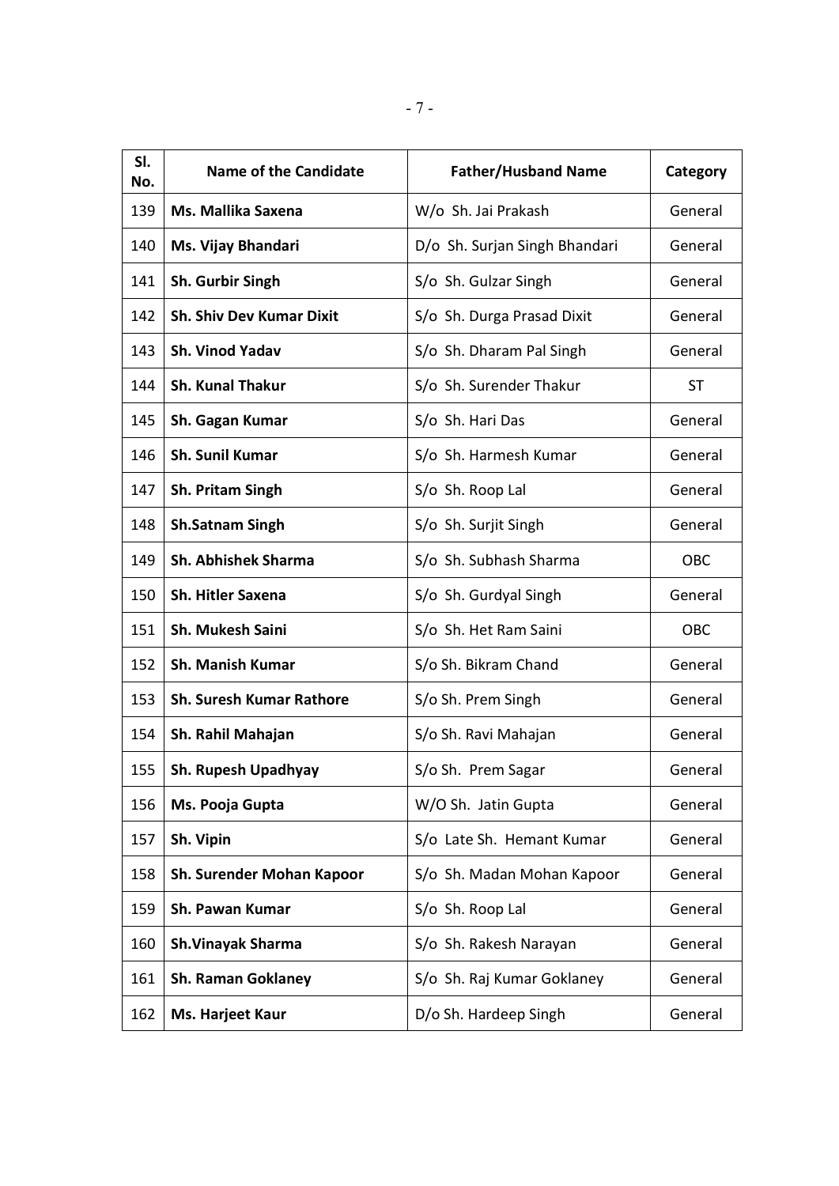| Sl. No. | Name of the Candidate | Father/Husband Name | Category |
|---|---|---|---|
| 139 | **Ms. Mallika Saxena** | W/o Sh. Jai Prakash | General |
| 140 | **Ms. Vijay Bhandari** | D/o Sh. Surjan Singh Bhandari | General |
| 141 | **Sh. Gurbir Singh** | S/o Sh. Gulzar Singh | General |
| 142 | **Sh. Shiv Dev Kumar Dixit** | S/o Sh. Durga Prasad Dixit | General |
| 143 | **Sh. Vinod Yadav** | S/o Sh. Dharam Pal Singh | General |
| 144 | **Sh. Kunal Thakur** | S/o Sh. Surender Thakur | ST |
| 145 | **Sh. Gagan Kumar** | S/o Sh. Hari Das | General |
| 146 | **Sh. Sunil Kumar** | S/o Sh. Harmesh Kumar | General |
| 147 | **Sh. Pritam Singh** | S/o Sh. Roop Lal | General |
| 148 | **Sh.Satnam Singh** | S/o Sh. Surjit Singh | General |
| 149 | **Sh. Abhishek Sharma** | S/o Sh. Subhash Sharma | OBC |
| 150 | **Sh. Hitler Saxena** | S/o Sh. Gurdyal Singh | General |
| 151 | **Sh. Mukesh Saini** | S/o Sh. Het Ram Saini | OBC |
| 152 | **Sh. Manish Kumar** | S/o Sh. Bikram Chand | General |
| 153 | **Sh. Suresh Kumar Rathore** | S/o Sh. Prem Singh | General |
| 154 | **Sh. Rahil Mahajan** | S/o Sh. Ravi Mahajan | General |
| 155 | **Sh. Rupesh Upadhyay** | S/o Sh. Prem Sagar | General |
| 156 | **Ms. Pooja Gupta** | W/O Sh. Jatin Gupta | General |
| 157 | **Sh. Vipin** | S/o Late Sh. Hemant Kumar | General |
| 158 | **Sh. Surender Mohan Kapoor** | S/o Sh. Madan Mohan Kapoor | General |
| 159 | **Sh. Pawan Kumar** | S/o Sh. Roop Lal | General |
| 160 | **Sh.Vinayak Sharma** | S/o Sh. Rakesh Narayan | General |
| 161 | **Sh. Raman Goklaney** | S/o Sh. Raj Kumar Goklaney | General |
| 162 | **Ms. Harjeet Kaur** | D/o Sh. Hardeep Singh | General |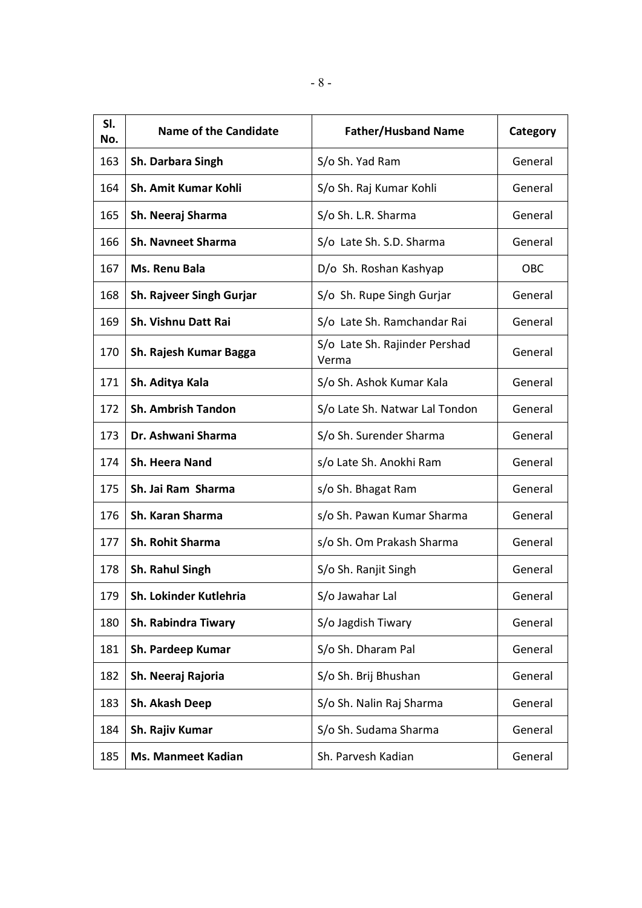| Sl. No. | Name of the Candidate | Father/Husband Name | Category |
|---|---|---|---|
| 163 | **Sh. Darbara Singh** | S/o Sh. Yad Ram | General |
| 164 | **Sh. Amit Kumar Kohli** | S/o Sh. Raj Kumar Kohli | General |
| 165 | **Sh. Neeraj Sharma** | S/o Sh. L.R. Sharma | General |
| 166 | **Sh. Navneet Sharma** | S/o Late Sh. S.D. Sharma | General |
| 167 | **Ms. Renu Bala** | D/o Sh. Roshan Kashyap | OBC |
| 168 | **Sh. Rajveer Singh Gurjar** | S/o Sh. Rupe Singh Gurjar | General |
| 169 | **Sh. Vishnu Datt Rai** | S/o Late Sh. Ramchandar Rai | General |
| 170 | **Sh. Rajesh Kumar Bagga** | S/o Late Sh. Rajinder Pershad Verma | General |
| 171 | **Sh. Aditya Kala** | S/o Sh. Ashok Kumar Kala | General |
| 172 | **Sh. Ambrish Tandon** | S/o Late Sh. Natwar Lal Tondon | General |
| 173 | **Dr. Ashwani Sharma** | S/o Sh. Surender Sharma | General |
| 174 | **Sh. Heera Nand** | s/o Late Sh. Anokhi Ram | General |
| 175 | **Sh. Jai Ram Sharma** | s/o Sh. Bhagat Ram | General |
| 176 | **Sh. Karan Sharma** | s/o Sh. Pawan Kumar Sharma | General |
| 177 | **Sh. Rohit Sharma** | s/o Sh. Om Prakash Sharma | General |
| 178 | **Sh. Rahul Singh** | S/o Sh. Ranjit Singh | General |
| 179 | **Sh. Lokinder Kutlehria** | S/o Jawahar Lal | General |
| 180 | **Sh. Rabindra Tiwary** | S/o Jagdish Tiwary | General |
| 181 | **Sh. Pardeep Kumar** | S/o Sh. Dharam Pal | General |
| 182 | **Sh. Neeraj Rajoria** | S/o Sh. Brij Bhushan | General |
| 183 | **Sh. Akash Deep** | S/o Sh. Nalin Raj Sharma | General |
| 184 | **Sh. Rajiv Kumar** | S/o Sh. Sudama Sharma | General |
| 185 | **Ms. Manmeet Kadian** | Sh. Parvesh Kadian | General |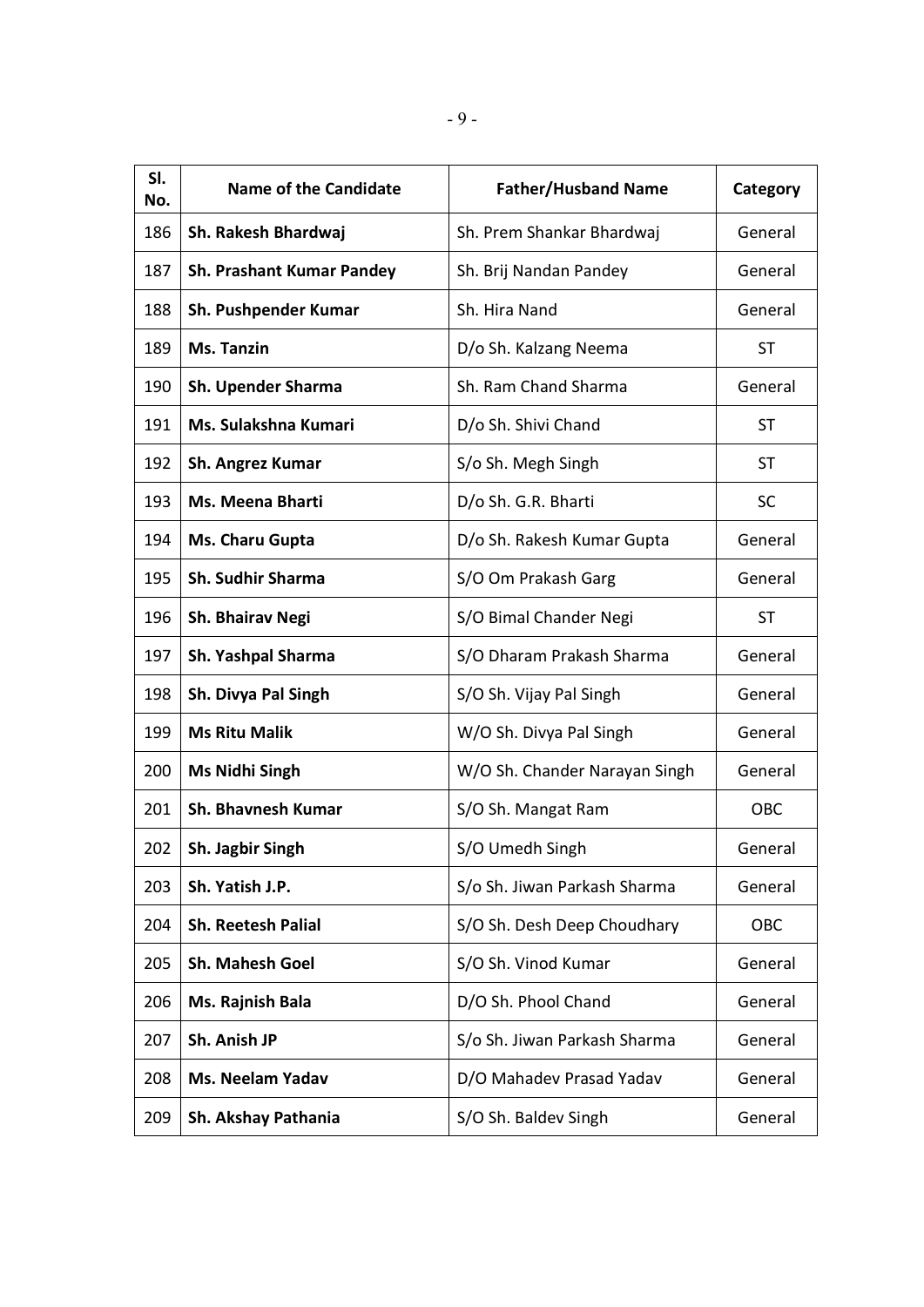| Sl. No. | Name of the Candidate | Father/Husband Name | Category |
|---|---|---|---|
| 186 | **Sh. Rakesh Bhardwaj** | Sh. Prem Shankar Bhardwaj | General |
| 187 | **Sh. Prashant Kumar Pandey** | Sh. Brij Nandan Pandey | General |
| 188 | **Sh. Pushpender Kumar** | Sh. Hira Nand | General |
| 189 | **Ms. Tanzin** | D/o Sh. Kalzang Neema | ST |
| 190 | **Sh. Upender Sharma** | Sh. Ram Chand Sharma | General |
| 191 | **Ms. Sulakshna Kumari** | D/o Sh. Shivi Chand | ST |
| 192 | **Sh. Angrez Kumar** | S/o Sh. Megh Singh | ST |
| 193 | **Ms. Meena Bharti** | D/o Sh. G.R. Bharti | SC |
| 194 | **Ms. Charu Gupta** | D/o Sh. Rakesh Kumar Gupta | General |
| 195 | **Sh. Sudhir Sharma** | S/O Om Prakash Garg | General |
| 196 | **Sh. Bhairav Negi** | S/O Bimal Chander Negi | ST |
| 197 | **Sh. Yashpal Sharma** | S/O Dharam Prakash Sharma | General |
| 198 | **Sh. Divya Pal Singh** | S/O Sh. Vijay Pal Singh | General |
| 199 | **Ms Ritu Malik** | W/O Sh. Divya Pal Singh | General |
| 200 | **Ms Nidhi Singh** | W/O Sh. Chander Narayan Singh | General |
| 201 | **Sh. Bhavnesh Kumar** | S/O Sh. Mangat Ram | OBC |
| 202 | **Sh. Jagbir Singh** | S/O Umedh Singh | General |
| 203 | **Sh. Yatish J.P.** | S/o Sh. Jiwan Parkash Sharma | General |
| 204 | **Sh. Reetesh Palial** | S/O Sh. Desh Deep Choudhary | OBC |
| 205 | **Sh. Mahesh Goel** | S/O Sh. Vinod Kumar | General |
| 206 | **Ms. Rajnish Bala** | D/O Sh. Phool Chand | General |
| 207 | **Sh. Anish JP** | S/o Sh. Jiwan Parkash Sharma | General |
| 208 | **Ms. Neelam Yadav** | D/O Mahadev Prasad Yadav | General |
| 209 | **Sh. Akshay Pathania** | S/O Sh. Baldev Singh | General |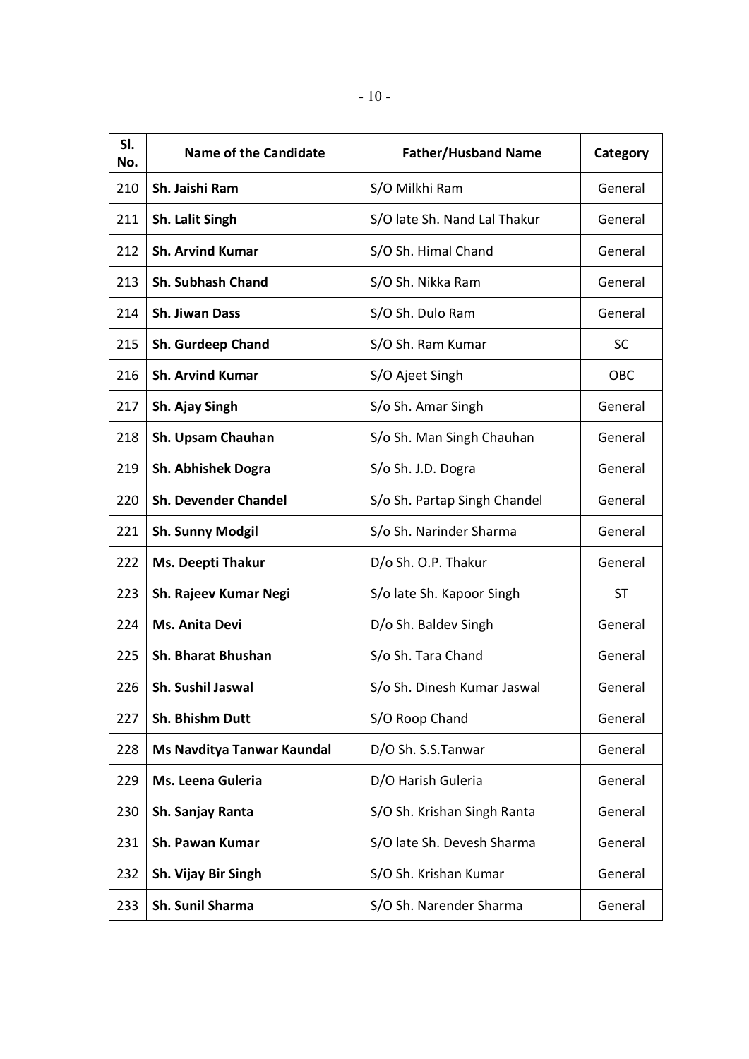| Sl. No. | Name of the Candidate | Father/Husband Name | Category |
|---|---|---|---|
| 210 | **Sh. Jaishi Ram** | S/O Milkhi Ram | General |
| 211 | **Sh. Lalit Singh** | S/O late Sh. Nand Lal Thakur | General |
| 212 | **Sh. Arvind Kumar** | S/O Sh. Himal Chand | General |
| 213 | **Sh. Subhash Chand** | S/O Sh. Nikka Ram | General |
| 214 | **Sh. Jiwan Dass** | S/O Sh. Dulo Ram | General |
| 215 | **Sh. Gurdeep Chand** | S/O Sh. Ram Kumar | SC |
| 216 | **Sh. Arvind Kumar** | S/O Ajeet Singh | OBC |
| 217 | **Sh. Ajay Singh** | S/o Sh. Amar Singh | General |
| 218 | **Sh. Upsam Chauhan** | S/o Sh. Man Singh Chauhan | General |
| 219 | **Sh. Abhishek Dogra** | S/o Sh. J.D. Dogra | General |
| 220 | **Sh. Devender Chandel** | S/o Sh. Partap Singh Chandel | General |
| 221 | **Sh. Sunny Modgil** | S/o Sh. Narinder Sharma | General |
| 222 | **Ms. Deepti Thakur** | D/o Sh. O.P. Thakur | General |
| 223 | **Sh. Rajeev Kumar Negi** | S/o late Sh. Kapoor Singh | ST |
| 224 | **Ms. Anita Devi** | D/o Sh. Baldev Singh | General |
| 225 | **Sh. Bharat Bhushan** | S/o Sh. Tara Chand | General |
| 226 | **Sh. Sushil Jaswal** | S/o Sh. Dinesh Kumar Jaswal | General |
| 227 | **Sh. Bhishm Dutt** | S/O Roop Chand | General |
| 228 | **Ms Navditya Tanwar Kaundal** | D/O Sh. S.S.Tanwar | General |
| 229 | **Ms. Leena Guleria** | D/O Harish Guleria | General |
| 230 | **Sh. Sanjay Ranta** | S/O Sh. Krishan Singh Ranta | General |
| 231 | **Sh. Pawan Kumar** | S/O late Sh. Devesh Sharma | General |
| 232 | **Sh. Vijay Bir Singh** | S/O Sh. Krishan Kumar | General |
| 233 | **Sh. Sunil Sharma** | S/O Sh. Narender Sharma | General |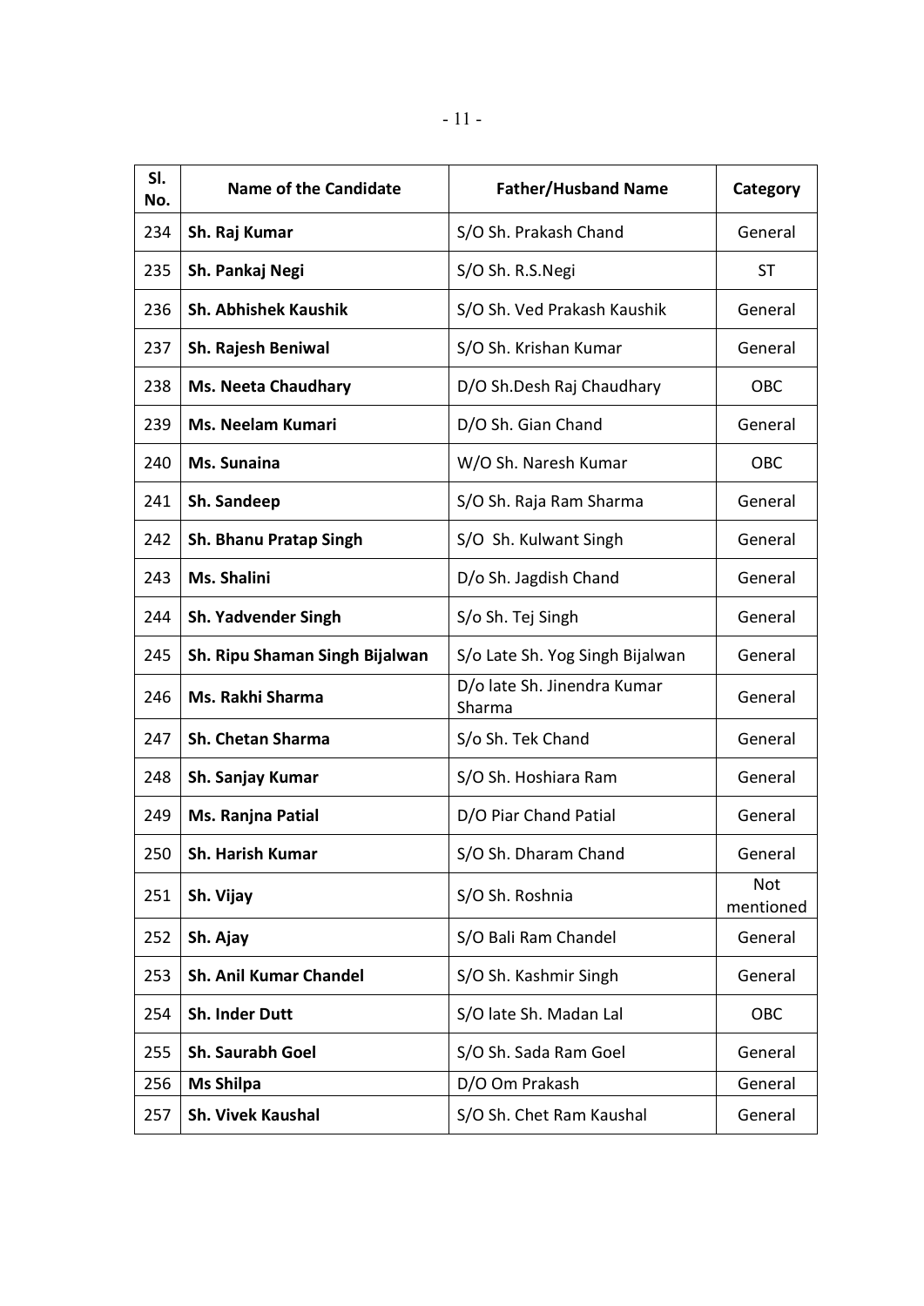| Sl. No. | Name of the Candidate | Father/Husband Name | Category |
|---|---|---|---|
| 234 | **Sh. Raj Kumar** | S/O Sh. Prakash Chand | General |
| 235 | **Sh. Pankaj Negi** | S/O Sh. R.S.Negi | ST |
| 236 | **Sh. Abhishek Kaushik** | S/O Sh. Ved Prakash Kaushik | General |
| 237 | **Sh. Rajesh Beniwal** | S/O Sh. Krishan Kumar | General |
| 238 | **Ms. Neeta Chaudhary** | D/O Sh.Desh Raj Chaudhary | OBC |
| 239 | **Ms. Neelam Kumari** | D/O Sh. Gian Chand | General |
| 240 | **Ms. Sunaina** | W/O Sh. Naresh Kumar | OBC |
| 241 | **Sh. Sandeep** | S/O Sh. Raja Ram Sharma | General |
| 242 | **Sh. Bhanu Pratap Singh** | S/O Sh. Kulwant Singh | General |
| 243 | **Ms. Shalini** | D/o Sh. Jagdish Chand | General |
| 244 | **Sh. Yadvender Singh** | S/o Sh. Tej Singh | General |
| 245 | **Sh. Ripu Shaman Singh Bijalwan** | S/o Late Sh. Yog Singh Bijalwan | General |
| 246 | **Ms. Rakhi Sharma** | D/o late Sh. Jinendra Kumar Sharma | General |
| 247 | **Sh. Chetan Sharma** | S/o Sh. Tek Chand | General |
| 248 | **Sh. Sanjay Kumar** | S/O Sh. Hoshiara Ram | General |
| 249 | **Ms. Ranjna Patial** | D/O Piar Chand Patial | General |
| 250 | **Sh. Harish Kumar** | S/O Sh. Dharam Chand | General |
| 251 | **Sh. Vijay** | S/O Sh. Roshnia | Not mentioned |
| 252 | **Sh. Ajay** | S/O Bali Ram Chandel | General |
| 253 | **Sh. Anil Kumar Chandel** | S/O Sh. Kashmir Singh | General |
| 254 | **Sh. Inder Dutt** | S/O late Sh. Madan Lal | OBC |
| 255 | **Sh. Saurabh Goel** | S/O Sh. Sada Ram Goel | General |
| 256 | **Ms Shilpa** | D/O Om Prakash | General |
| 257 | **Sh. Vivek Kaushal** | S/O Sh. Chet Ram Kaushal | General |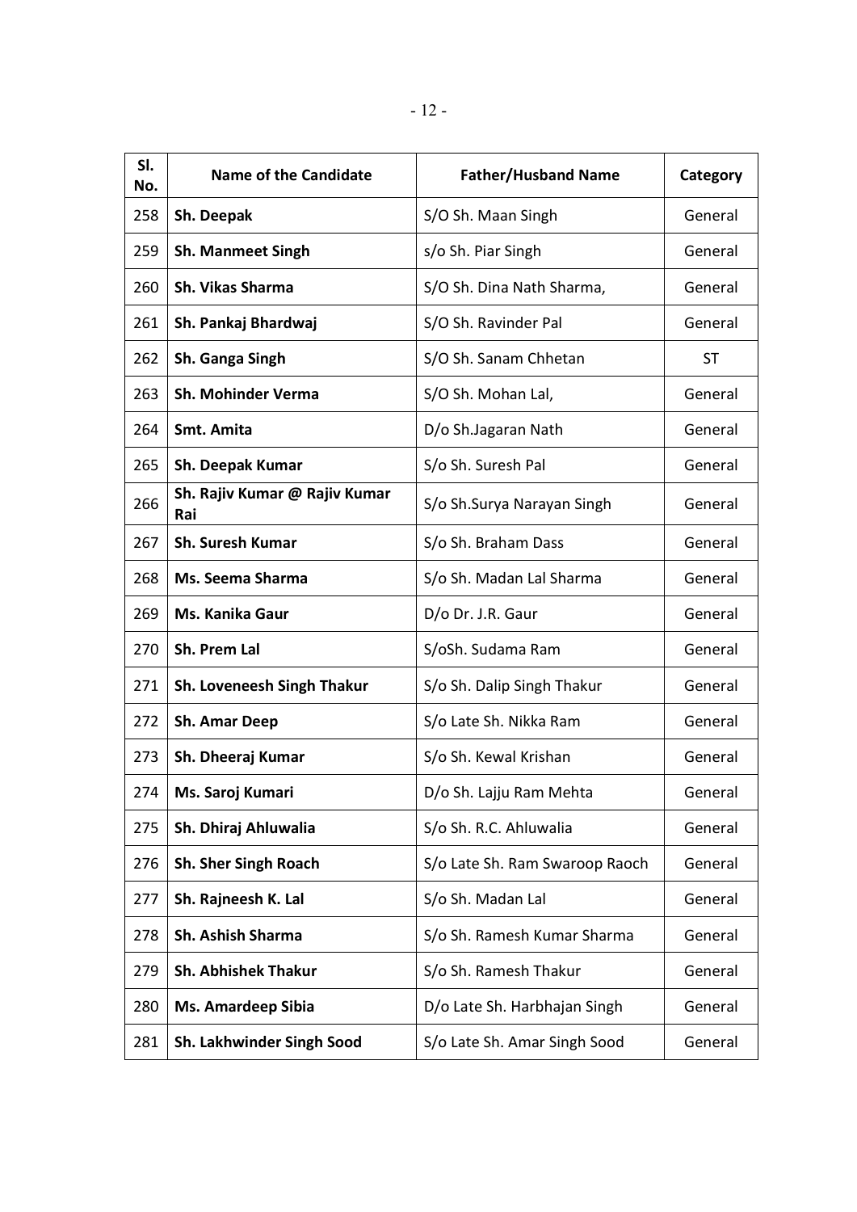| Sl. No. | Name of the Candidate | Father/Husband Name | Category |
|---|---|---|---|
| 258 | **Sh. Deepak** | S/O Sh. Maan Singh | General |
| 259 | **Sh. Manmeet Singh** | s/o Sh. Piar Singh | General |
| 260 | **Sh. Vikas Sharma** | S/O Sh. Dina Nath Sharma, | General |
| 261 | **Sh. Pankaj Bhardwaj** | S/O Sh. Ravinder Pal | General |
| 262 | **Sh. Ganga Singh** | S/O Sh. Sanam Chhetan | ST |
| 263 | **Sh. Mohinder Verma** | S/O Sh. Mohan Lal, | General |
| 264 | **Smt. Amita** | D/o Sh.Jagaran Nath | General |
| 265 | **Sh. Deepak Kumar** | S/o Sh. Suresh Pal | General |
| 266 | **Sh. Rajiv Kumar @ Rajiv Kumar Rai** | S/o Sh.Surya Narayan Singh | General |
| 267 | **Sh. Suresh Kumar** | S/o Sh. Braham Dass | General |
| 268 | **Ms. Seema Sharma** | S/o Sh. Madan Lal Sharma | General |
| 269 | **Ms. Kanika Gaur** | D/o Dr. J.R. Gaur | General |
| 270 | **Sh. Prem Lal** | S/oSh. Sudama Ram | General |
| 271 | **Sh. Loveneesh Singh Thakur** | S/o Sh. Dalip Singh Thakur | General |
| 272 | **Sh. Amar Deep** | S/o Late Sh. Nikka Ram | General |
| 273 | **Sh. Dheeraj Kumar** | S/o Sh. Kewal Krishan | General |
| 274 | **Ms. Saroj Kumari** | D/o Sh. Lajju Ram Mehta | General |
| 275 | **Sh. Dhiraj Ahluwalia** | S/o Sh. R.C. Ahluwalia | General |
| 276 | **Sh. Sher Singh Roach** | S/o Late Sh. Ram Swaroop Raoch | General |
| 277 | **Sh. Rajneesh K. Lal** | S/o Sh. Madan Lal | General |
| 278 | **Sh. Ashish Sharma** | S/o Sh. Ramesh Kumar Sharma | General |
| 279 | **Sh. Abhishek Thakur** | S/o Sh. Ramesh Thakur | General |
| 280 | **Ms. Amardeep Sibia** | D/o Late Sh. Harbhajan Singh | General |
| 281 | **Sh. Lakhwinder Singh Sood** | S/o Late Sh. Amar Singh Sood | General |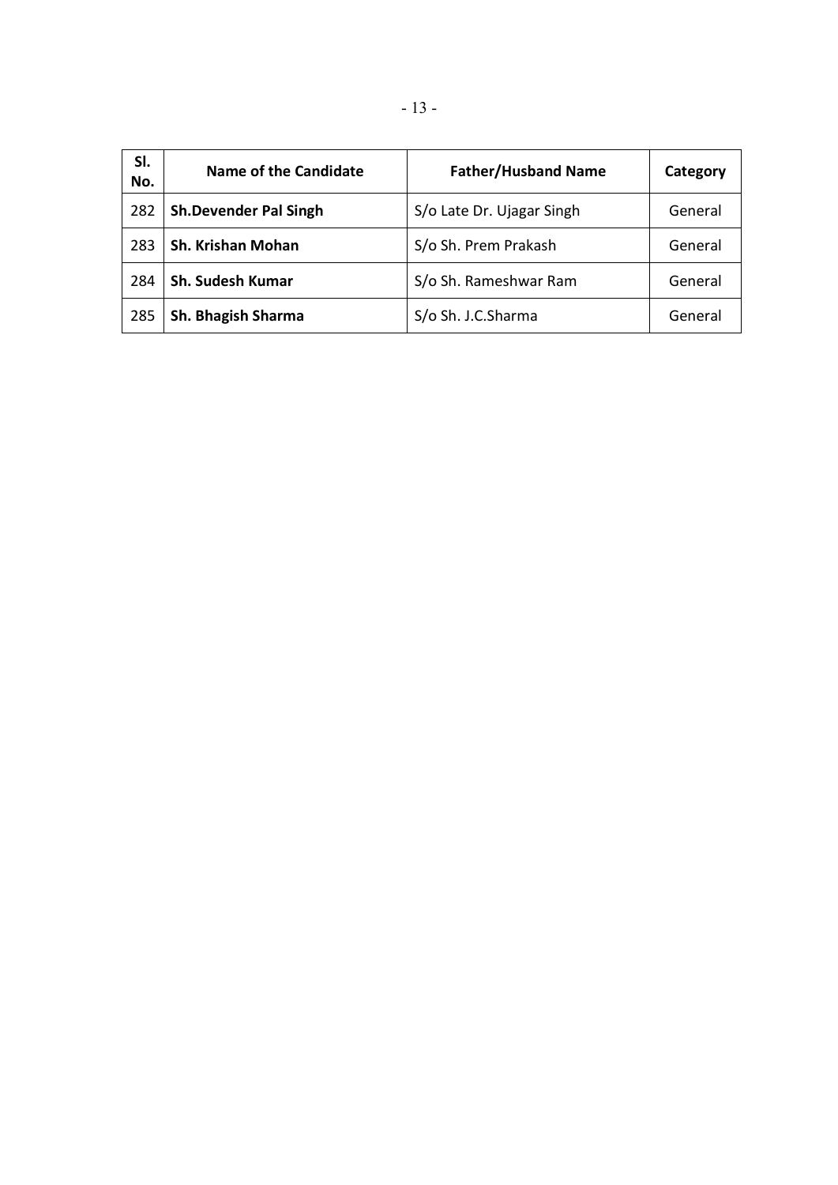| Sl. No. | Name of the Candidate | Father/Husband Name | Category |
|---|---|---|---|
| 282 | **Sh.Devender Pal Singh** | S/o Late Dr. Ujagar Singh | General |
| 283 | **Sh. Krishan Mohan** | S/o Sh. Prem Prakash | General |
| 284 | **Sh. Sudesh Kumar** | S/o Sh. Rameshwar Ram | General |
| 285 | **Sh. Bhagish Sharma** | S/o Sh. J.C.Sharma | General |